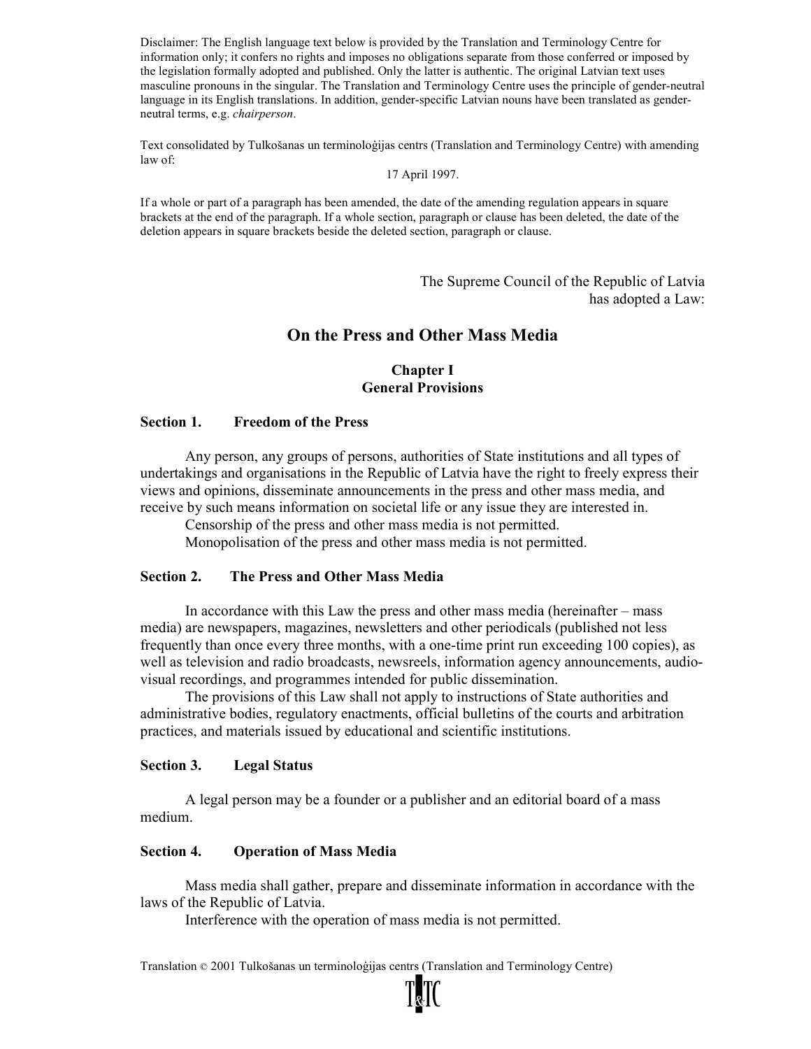Disclaimer: The English language text below is provided by the Translation and Terminology Centre for information only; it confers no rights and imposes no obligations separate from those conferred or imposed by the legislation formally adopted and published. Only the latter is authentic. The original Latvian text uses masculine pronouns in the singular. The Translation and Terminology Centre uses the principle of gender-neutral language in its English translations. In addition, gender-specific Latvian nouns have been translated as gender-neutral terms, e.g. *chairperson*.

Text consolidated by Tulkošanas un terminoloģijas centrs (Translation and Terminology Centre) with amending law of:

17 April 1997.

If a whole or part of a paragraph has been amended, the date of the amending regulation appears in square brackets at the end of the paragraph. If a whole section, paragraph or clause has been deleted, the date of the deletion appears in square brackets beside the deleted section, paragraph or clause.

The Supreme Council of the Republic of Latvia
has adopted a Law:

# On the Press and Other Mass Media

## Chapter I
## General Provisions

### Section 1. Freedom of the Press

Any person, any groups of persons, authorities of State institutions and all types of undertakings and organisations in the Republic of Latvia have the right to freely express their views and opinions, disseminate announcements in the press and other mass media, and receive by such means information on societal life or any issue they are interested in.

Censorship of the press and other mass media is not permitted.

Monopolisation of the press and other mass media is not permitted.

### Section 2. The Press and Other Mass Media

In accordance with this Law the press and other mass media (hereinafter – mass media) are newspapers, magazines, newsletters and other periodicals (published not less frequently than once every three months, with a one-time print run exceeding 100 copies), as well as television and radio broadcasts, newsreels, information agency announcements, audio-visual recordings, and programmes intended for public dissemination.

The provisions of this Law shall not apply to instructions of State authorities and administrative bodies, regulatory enactments, official bulletins of the courts and arbitration practices, and materials issued by educational and scientific institutions.

### Section 3. Legal Status

A legal person may be a founder or a publisher and an editorial board of a mass medium.

### Section 4. Operation of Mass Media

Mass media shall gather, prepare and disseminate information in accordance with the laws of the Republic of Latvia.

Interference with the operation of mass media is not permitted.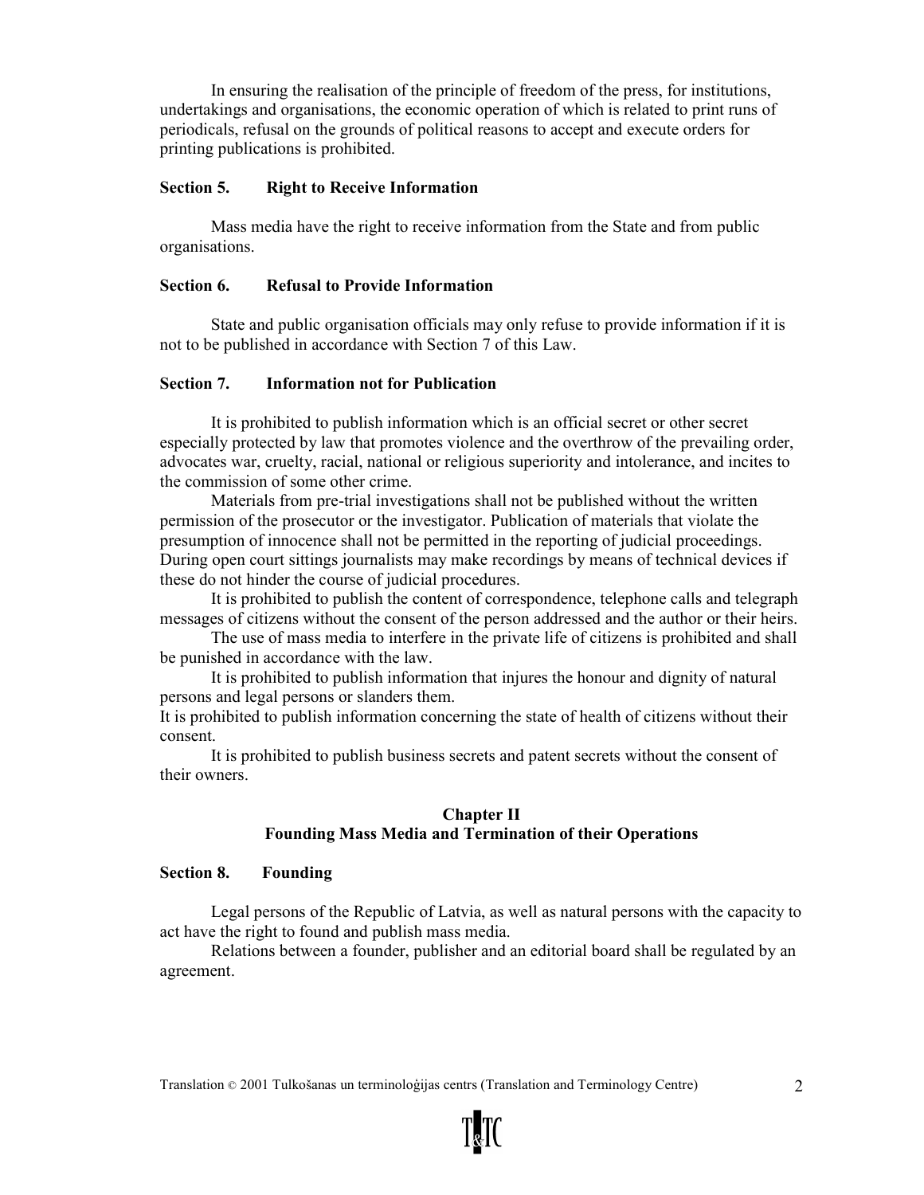In ensuring the realisation of the principle of freedom of the press, for institutions, undertakings and organisations, the economic operation of which is related to print runs of periodicals, refusal on the grounds of political reasons to accept and execute orders for printing publications is prohibited.

**Section 5. Right to Receive Information**

Mass media have the right to receive information from the State and from public organisations.

**Section 6. Refusal to Provide Information**

State and public organisation officials may only refuse to provide information if it is not to be published in accordance with Section 7 of this Law.

**Section 7. Information not for Publication**

It is prohibited to publish information which is an official secret or other secret especially protected by law that promotes violence and the overthrow of the prevailing order, advocates war, cruelty, racial, national or religious superiority and intolerance, and incites to the commission of some other crime.

Materials from pre-trial investigations shall not be published without the written permission of the prosecutor or the investigator. Publication of materials that violate the presumption of innocence shall not be permitted in the reporting of judicial proceedings. During open court sittings journalists may make recordings by means of technical devices if these do not hinder the course of judicial procedures.

It is prohibited to publish the content of correspondence, telephone calls and telegraph messages of citizens without the consent of the person addressed and the author or their heirs.

The use of mass media to interfere in the private life of citizens is prohibited and shall be punished in accordance with the law.

It is prohibited to publish information that injures the honour and dignity of natural persons and legal persons or slanders them.

It is prohibited to publish information concerning the state of health of citizens without their consent.

It is prohibited to publish business secrets and patent secrets without the consent of their owners.

## Chapter II
## Founding Mass Media and Termination of their Operations

**Section 8. Founding**

Legal persons of the Republic of Latvia, as well as natural persons with the capacity to act have the right to found and publish mass media.

Relations between a founder, publisher and an editorial board shall be regulated by an agreement.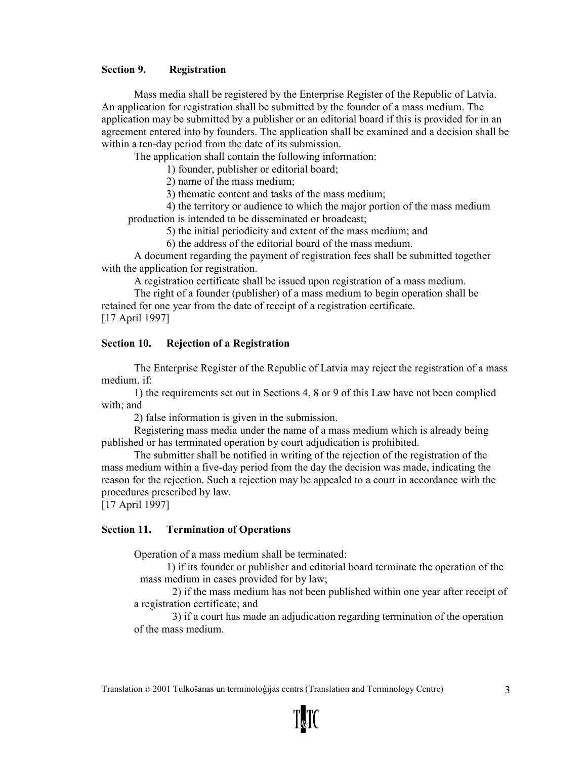### Section 9. Registration

Mass media shall be registered by the Enterprise Register of the Republic of Latvia. An application for registration shall be submitted by the founder of a mass medium. The application may be submitted by a publisher or an editorial board if this is provided for in an agreement entered into by founders. The application shall be examined and a decision shall be within a ten-day period from the date of its submission.

The application shall contain the following information:

1) founder, publisher or editorial board;

2) name of the mass medium;

3) thematic content and tasks of the mass medium;

4) the territory or audience to which the major portion of the mass medium production is intended to be disseminated or broadcast;

5) the initial periodicity and extent of the mass medium; and

6) the address of the editorial board of the mass medium.

A document regarding the payment of registration fees shall be submitted together with the application for registration.

A registration certificate shall be issued upon registration of a mass medium.

The right of a founder (publisher) of a mass medium to begin operation shall be retained for one year from the date of receipt of a registration certificate.

[17 April 1997]

### Section 10. Rejection of a Registration

The Enterprise Register of the Republic of Latvia may reject the registration of a mass medium, if:

1) the requirements set out in Sections 4, 8 or 9 of this Law have not been complied with; and

2) false information is given in the submission.

Registering mass media under the name of a mass medium which is already being published or has terminated operation by court adjudication is prohibited.

The submitter shall be notified in writing of the rejection of the registration of the mass medium within a five-day period from the day the decision was made, indicating the reason for the rejection. Such a rejection may be appealed to a court in accordance with the procedures prescribed by law.

[17 April 1997]

### Section 11. Termination of Operations

Operation of a mass medium shall be terminated:

1) if its founder or publisher and editorial board terminate the operation of the mass medium in cases provided for by law;

2) if the mass medium has not been published within one year after receipt of a registration certificate; and

3) if a court has made an adjudication regarding termination of the operation of the mass medium.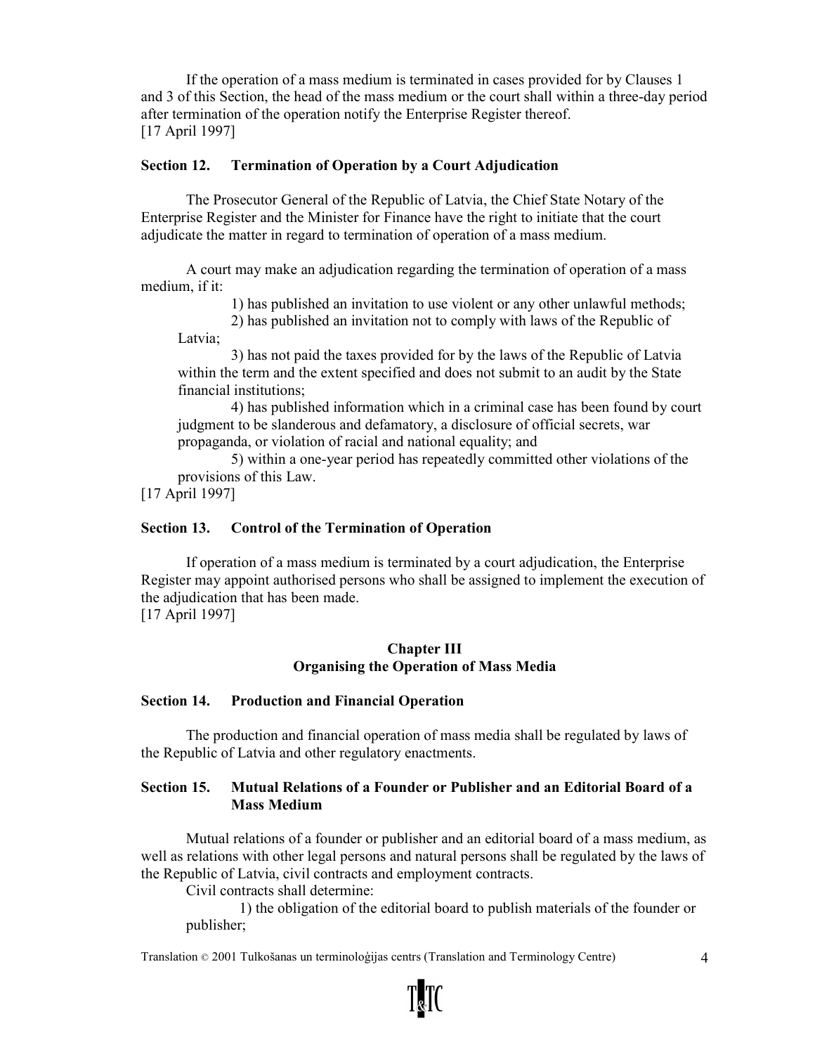If the operation of a mass medium is terminated in cases provided for by Clauses 1 and 3 of this Section, the head of the mass medium or the court shall within a three-day period after termination of the operation notify the Enterprise Register thereof.
[17 April 1997]

### Section 12. Termination of Operation by a Court Adjudication

The Prosecutor General of the Republic of Latvia, the Chief State Notary of the Enterprise Register and the Minister for Finance have the right to initiate that the court adjudicate the matter in regard to termination of operation of a mass medium.

A court may make an adjudication regarding the termination of operation of a mass medium, if it:

1) has published an invitation to use violent or any other unlawful methods;

2) has published an invitation not to comply with laws of the Republic of Latvia;

3) has not paid the taxes provided for by the laws of the Republic of Latvia within the term and the extent specified and does not submit to an audit by the State financial institutions;

4) has published information which in a criminal case has been found by court judgment to be slanderous and defamatory, a disclosure of official secrets, war propaganda, or violation of racial and national equality; and

5) within a one-year period has repeatedly committed other violations of the provisions of this Law.

[17 April 1997]

### Section 13. Control of the Termination of Operation

If operation of a mass medium is terminated by a court adjudication, the Enterprise Register may appoint authorised persons who shall be assigned to implement the execution of the adjudication that has been made.
[17 April 1997]

## Chapter III
## Organising the Operation of Mass Media

### Section 14. Production and Financial Operation

The production and financial operation of mass media shall be regulated by laws of the Republic of Latvia and other regulatory enactments.

### Section 15. Mutual Relations of a Founder or Publisher and an Editorial Board of a Mass Medium

Mutual relations of a founder or publisher and an editorial board of a mass medium, as well as relations with other legal persons and natural persons shall be regulated by the laws of the Republic of Latvia, civil contracts and employment contracts.

Civil contracts shall determine:

1) the obligation of the editorial board to publish materials of the founder or publisher;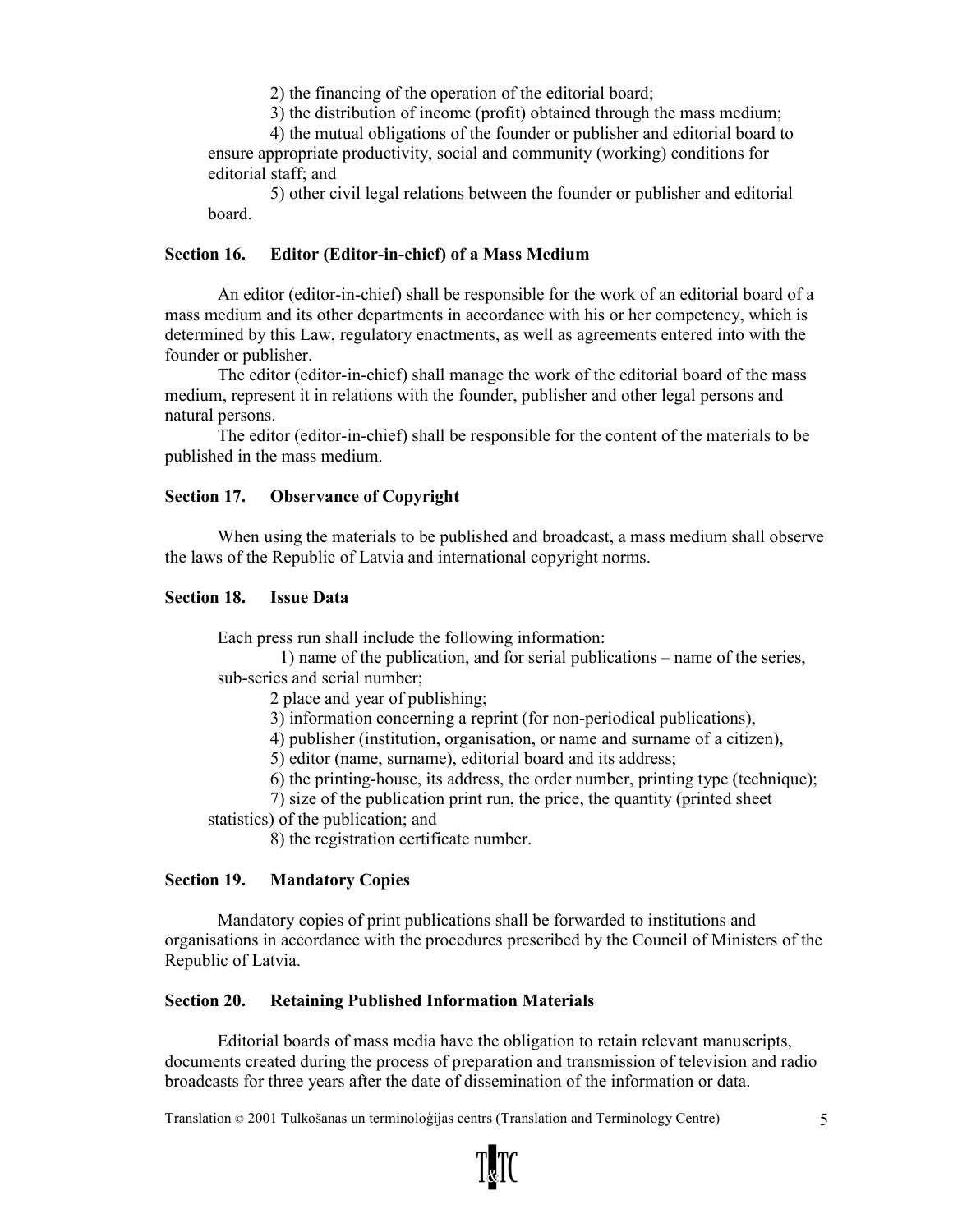2) the financing of the operation of the editorial board;

3) the distribution of income (profit) obtained through the mass medium;

4) the mutual obligations of the founder or publisher and editorial board to ensure appropriate productivity, social and community (working) conditions for editorial staff; and

5) other civil legal relations between the founder or publisher and editorial board.

**Section 16. Editor (Editor-in-chief) of a Mass Medium**

An editor (editor-in-chief) shall be responsible for the work of an editorial board of a mass medium and its other departments in accordance with his or her competency, which is determined by this Law, regulatory enactments, as well as agreements entered into with the founder or publisher.

The editor (editor-in-chief) shall manage the work of the editorial board of the mass medium, represent it in relations with the founder, publisher and other legal persons and natural persons.

The editor (editor-in-chief) shall be responsible for the content of the materials to be published in the mass medium.

**Section 17. Observance of Copyright**

When using the materials to be published and broadcast, a mass medium shall observe the laws of the Republic of Latvia and international copyright norms.

**Section 18. Issue Data**

Each press run shall include the following information:

1) name of the publication, and for serial publications – name of the series, sub-series and serial number;

2 place and year of publishing;

3) information concerning a reprint (for non-periodical publications),

4) publisher (institution, organisation, or name and surname of a citizen),

5) editor (name, surname), editorial board and its address;

6) the printing-house, its address, the order number, printing type (technique);

7) size of the publication print run, the price, the quantity (printed sheet statistics) of the publication; and

8) the registration certificate number.

**Section 19. Mandatory Copies**

Mandatory copies of print publications shall be forwarded to institutions and organisations in accordance with the procedures prescribed by the Council of Ministers of the Republic of Latvia.

**Section 20. Retaining Published Information Materials**

Editorial boards of mass media have the obligation to retain relevant manuscripts, documents created during the process of preparation and transmission of television and radio broadcasts for three years after the date of dissemination of the information or data.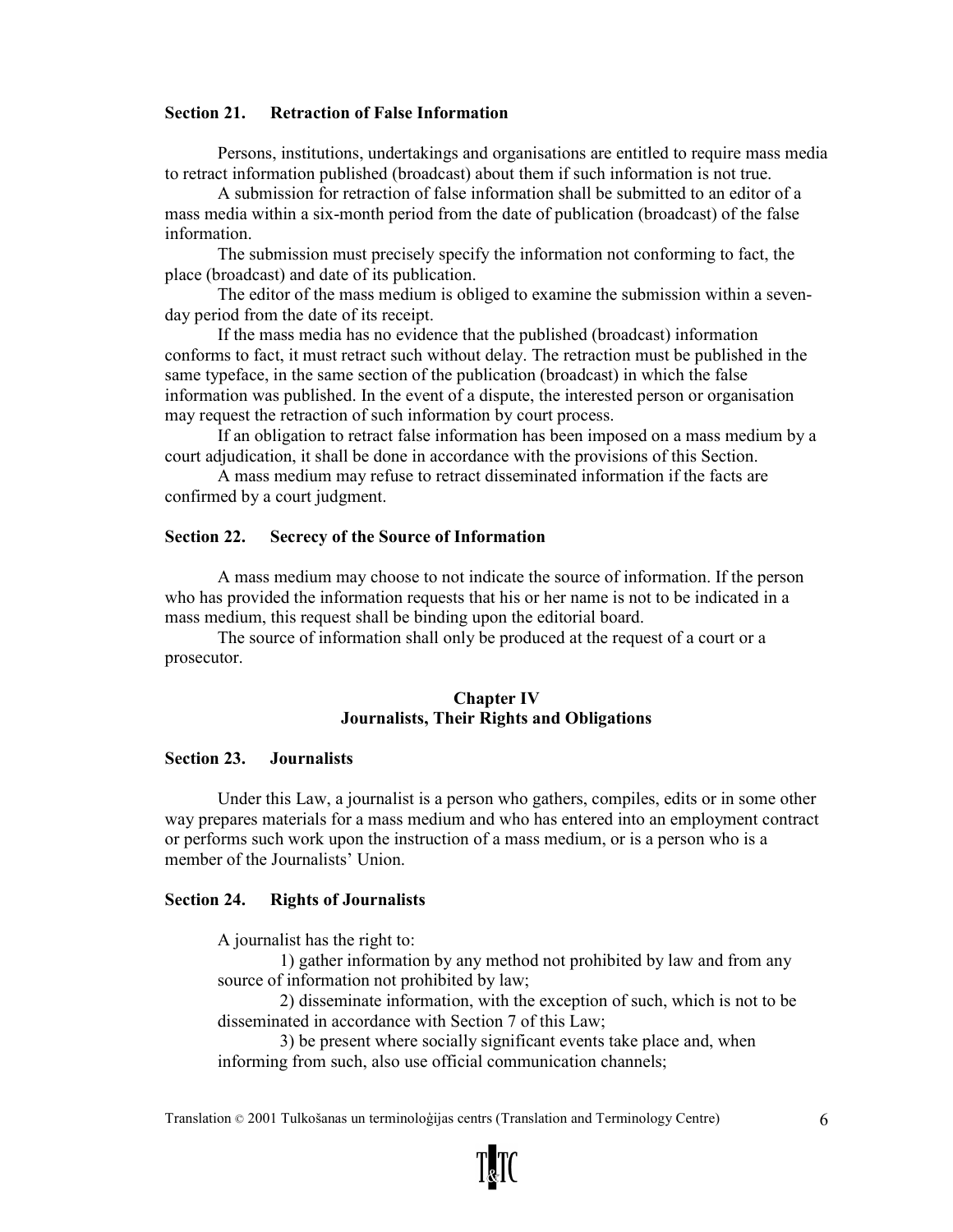### Section 21. Retraction of False Information

Persons, institutions, undertakings and organisations are entitled to require mass media to retract information published (broadcast) about them if such information is not true.

A submission for retraction of false information shall be submitted to an editor of a mass media within a six-month period from the date of publication (broadcast) of the false information.

The submission must precisely specify the information not conforming to fact, the place (broadcast) and date of its publication.

The editor of the mass medium is obliged to examine the submission within a seven-day period from the date of its receipt.

If the mass media has no evidence that the published (broadcast) information conforms to fact, it must retract such without delay. The retraction must be published in the same typeface, in the same section of the publication (broadcast) in which the false information was published. In the event of a dispute, the interested person or organisation may request the retraction of such information by court process.

If an obligation to retract false information has been imposed on a mass medium by a court adjudication, it shall be done in accordance with the provisions of this Section.

A mass medium may refuse to retract disseminated information if the facts are confirmed by a court judgment.

### Section 22. Secrecy of the Source of Information

A mass medium may choose to not indicate the source of information. If the person who has provided the information requests that his or her name is not to be indicated in a mass medium, this request shall be binding upon the editorial board.

The source of information shall only be produced at the request of a court or a prosecutor.

## Chapter IV
## Journalists, Their Rights and Obligations

### Section 23. Journalists

Under this Law, a journalist is a person who gathers, compiles, edits or in some other way prepares materials for a mass medium and who has entered into an employment contract or performs such work upon the instruction of a mass medium, or is a person who is a member of the Journalists' Union.

### Section 24. Rights of Journalists

A journalist has the right to:

1) gather information by any method not prohibited by law and from any source of information not prohibited by law;

2) disseminate information, with the exception of such, which is not to be disseminated in accordance with Section 7 of this Law;

3) be present where socially significant events take place and, when informing from such, also use official communication channels;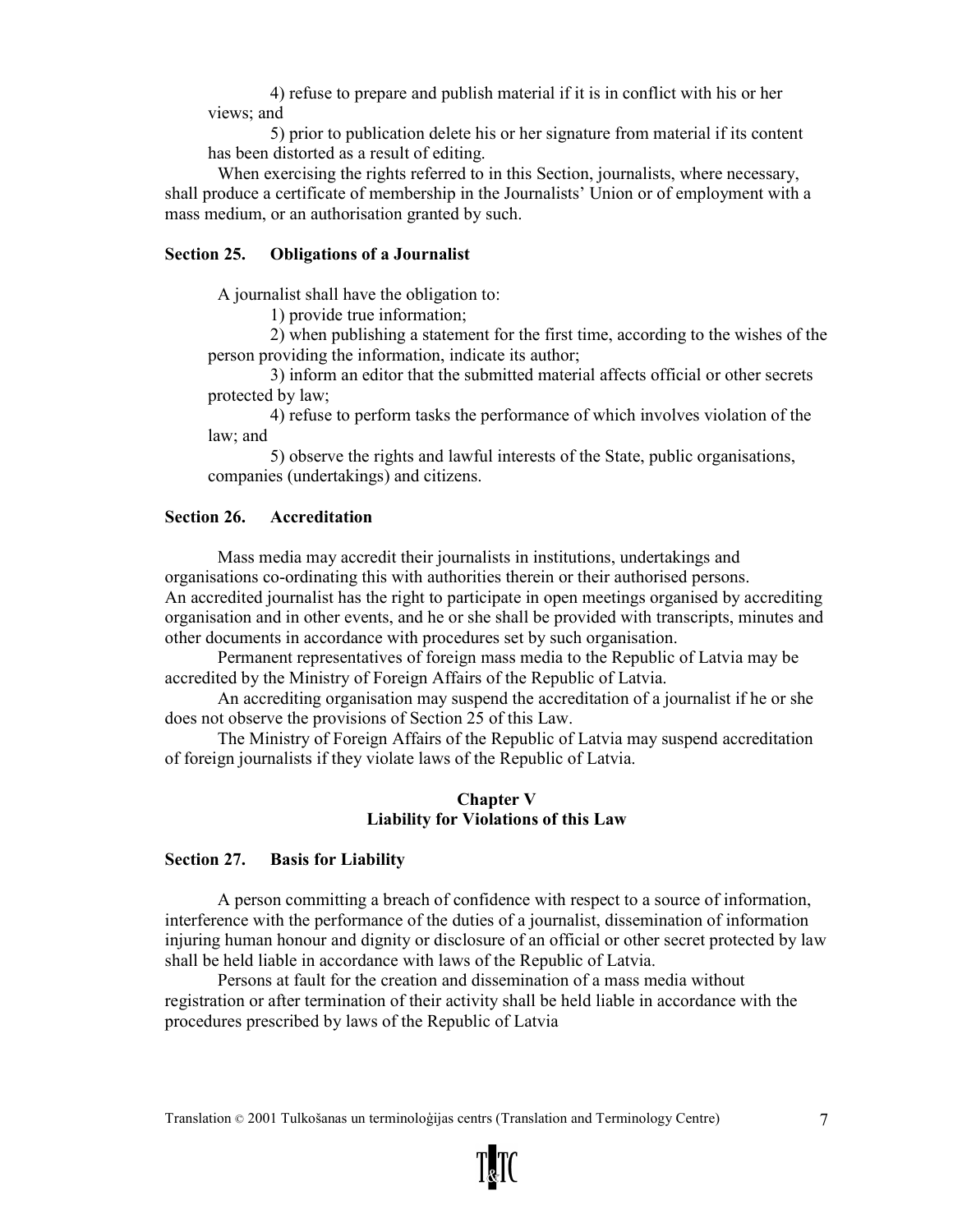4) refuse to prepare and publish material if it is in conflict with his or her views; and

5) prior to publication delete his or her signature from material if its content has been distorted as a result of editing.

When exercising the rights referred to in this Section, journalists, where necessary, shall produce a certificate of membership in the Journalists' Union or of employment with a mass medium, or an authorisation granted by such.

### Section 25. Obligations of a Journalist

A journalist shall have the obligation to:

1) provide true information;

2) when publishing a statement for the first time, according to the wishes of the person providing the information, indicate its author;

3) inform an editor that the submitted material affects official or other secrets protected by law;

4) refuse to perform tasks the performance of which involves violation of the law; and

5) observe the rights and lawful interests of the State, public organisations, companies (undertakings) and citizens.

### Section 26. Accreditation

Mass media may accredit their journalists in institutions, undertakings and organisations co-ordinating this with authorities therein or their authorised persons. An accredited journalist has the right to participate in open meetings organised by accrediting organisation and in other events, and he or she shall be provided with transcripts, minutes and other documents in accordance with procedures set by such organisation.

Permanent representatives of foreign mass media to the Republic of Latvia may be accredited by the Ministry of Foreign Affairs of the Republic of Latvia.

An accrediting organisation may suspend the accreditation of a journalist if he or she does not observe the provisions of Section 25 of this Law.

The Ministry of Foreign Affairs of the Republic of Latvia may suspend accreditation of foreign journalists if they violate laws of the Republic of Latvia.

## Chapter V
## Liability for Violations of this Law

### Section 27. Basis for Liability

A person committing a breach of confidence with respect to a source of information, interference with the performance of the duties of a journalist, dissemination of information injuring human honour and dignity or disclosure of an official or other secret protected by law shall be held liable in accordance with laws of the Republic of Latvia.

Persons at fault for the creation and dissemination of a mass media without registration or after termination of their activity shall be held liable in accordance with the procedures prescribed by laws of the Republic of Latvia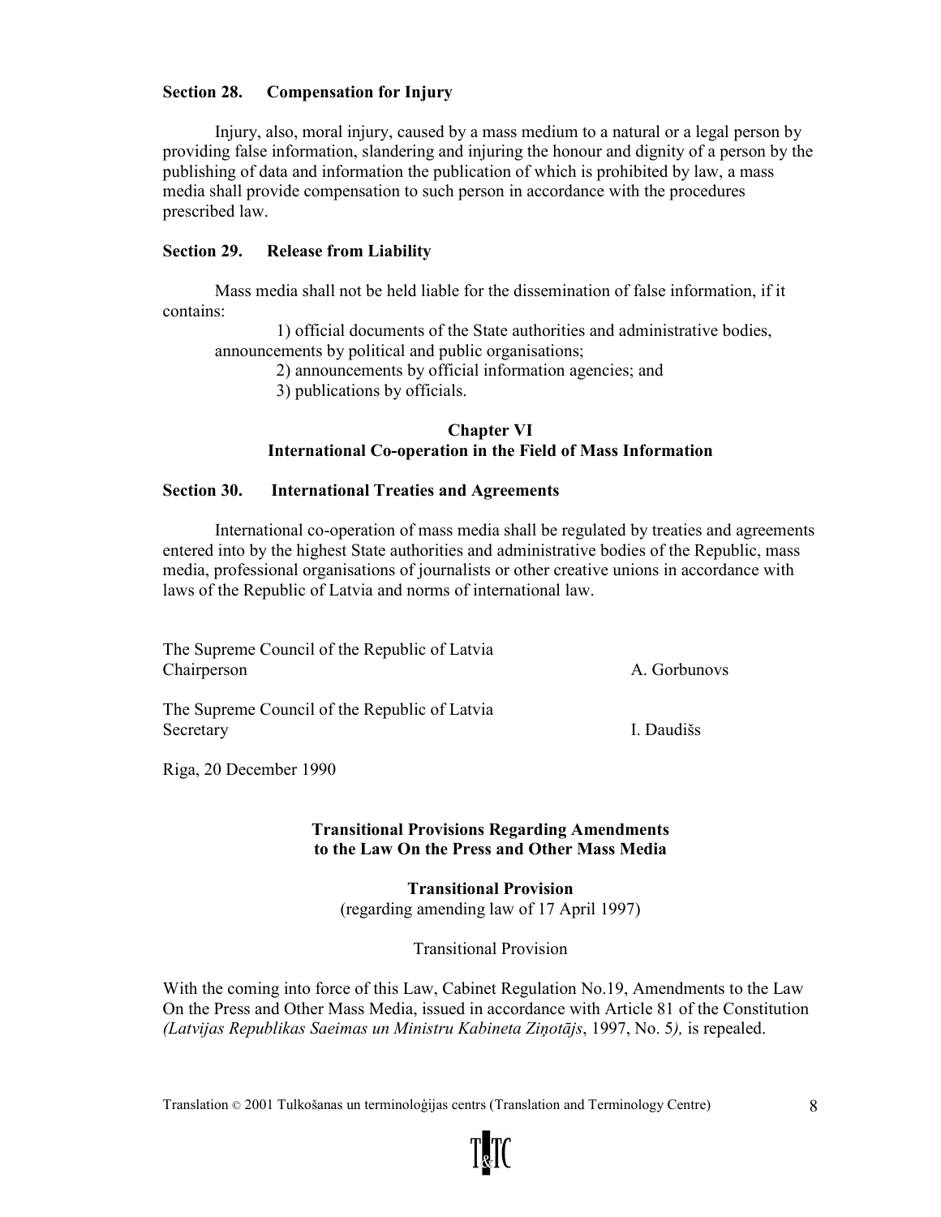### Section 28. Compensation for Injury

Injury, also, moral injury, caused by a mass medium to a natural or a legal person by providing false information, slandering and injuring the honour and dignity of a person by the publishing of data and information the publication of which is prohibited by law, a mass media shall provide compensation to such person in accordance with the procedures prescribed law.

### Section 29. Release from Liability

Mass media shall not be held liable for the dissemination of false information, if it contains:

1) official documents of the State authorities and administrative bodies, announcements by political and public organisations;
2) announcements by official information agencies; and
3) publications by officials.

## Chapter VI
## International Co-operation in the Field of Mass Information

### Section 30. International Treaties and Agreements

International co-operation of mass media shall be regulated by treaties and agreements entered into by the highest State authorities and administrative bodies of the Republic, mass media, professional organisations of journalists or other creative unions in accordance with laws of the Republic of Latvia and norms of international law.

The Supreme Council of the Republic of Latvia
Chairperson — A. Gorbunovs

The Supreme Council of the Republic of Latvia
Secretary — I. Daudišs

Riga, 20 December 1990

**Transitional Provisions Regarding Amendments to the Law On the Press and Other Mass Media**

**Transitional Provision**
(regarding amending law of 17 April 1997)

Transitional Provision

With the coming into force of this Law, Cabinet Regulation No.19, Amendments to the Law On the Press and Other Mass Media, issued in accordance with Article 81 of the Constitution *(Latvijas Republikas Saeimas un Ministru Kabineta Ziņotājs*, 1997, No. 5*),* is repealed.

Translation © 2001 Tulkošanas un terminoloģijas centrs (Translation and Terminology Centre)